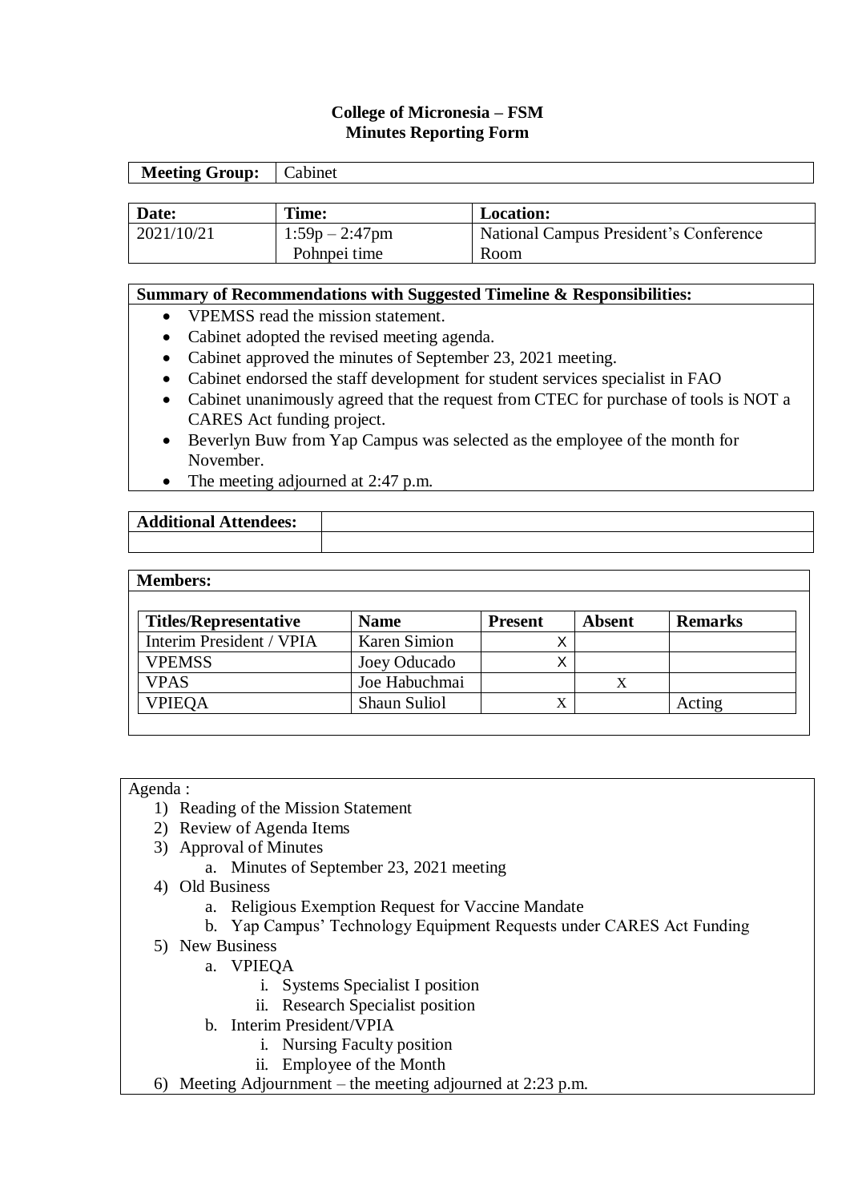**College of Micronesia – FSM**
**Minutes Reporting Form**

| **Meeting Group:** | Cabinet |
|---|---|

| **Date:** | **Time:** | **Location:** |
|---|---|---|
| 2021/10/21 | 1:59p – 2:47pm Pohnpei time | National Campus President's Conference Room |

**Summary of Recommendations with Suggested Timeline & Responsibilities:**

- VPEMSS read the mission statement.
- Cabinet adopted the revised meeting agenda.
- Cabinet approved the minutes of September 23, 2021 meeting.
- Cabinet endorsed the staff development for student services specialist in FAO
- Cabinet unanimously agreed that the request from CTEC for purchase of tools is NOT a CARES Act funding project.
- Beverlyn Buw from Yap Campus was selected as the employee of the month for November.
- The meeting adjourned at 2:47 p.m.

| **Additional Attendees:** | |
|---|---|
| | |

**Members:**

| **Titles/Representative** | **Name** | **Present** | **Absent** | **Remarks** |
|---|---|---|---|---|
| Interim President / VPIA | Karen Simion | X | | |
| VPEMSS | Joey Oducado | X | | |
| VPAS | Joe Habuchmai | | X | |
| VPIEQA | Shaun Suliol | X | | Acting |

Agenda :

1) Reading of the Mission Statement
2) Review of Agenda Items
3) Approval of Minutes
    a. Minutes of September 23, 2021 meeting
4) Old Business
    a. Religious Exemption Request for Vaccine Mandate
    b. Yap Campus' Technology Equipment Requests under CARES Act Funding
5) New Business
    a. VPIEQA
        i. Systems Specialist I position
        ii. Research Specialist position
    b. Interim President/VPIA
        i. Nursing Faculty position
        ii. Employee of the Month
6) Meeting Adjournment – the meeting adjourned at 2:23 p.m.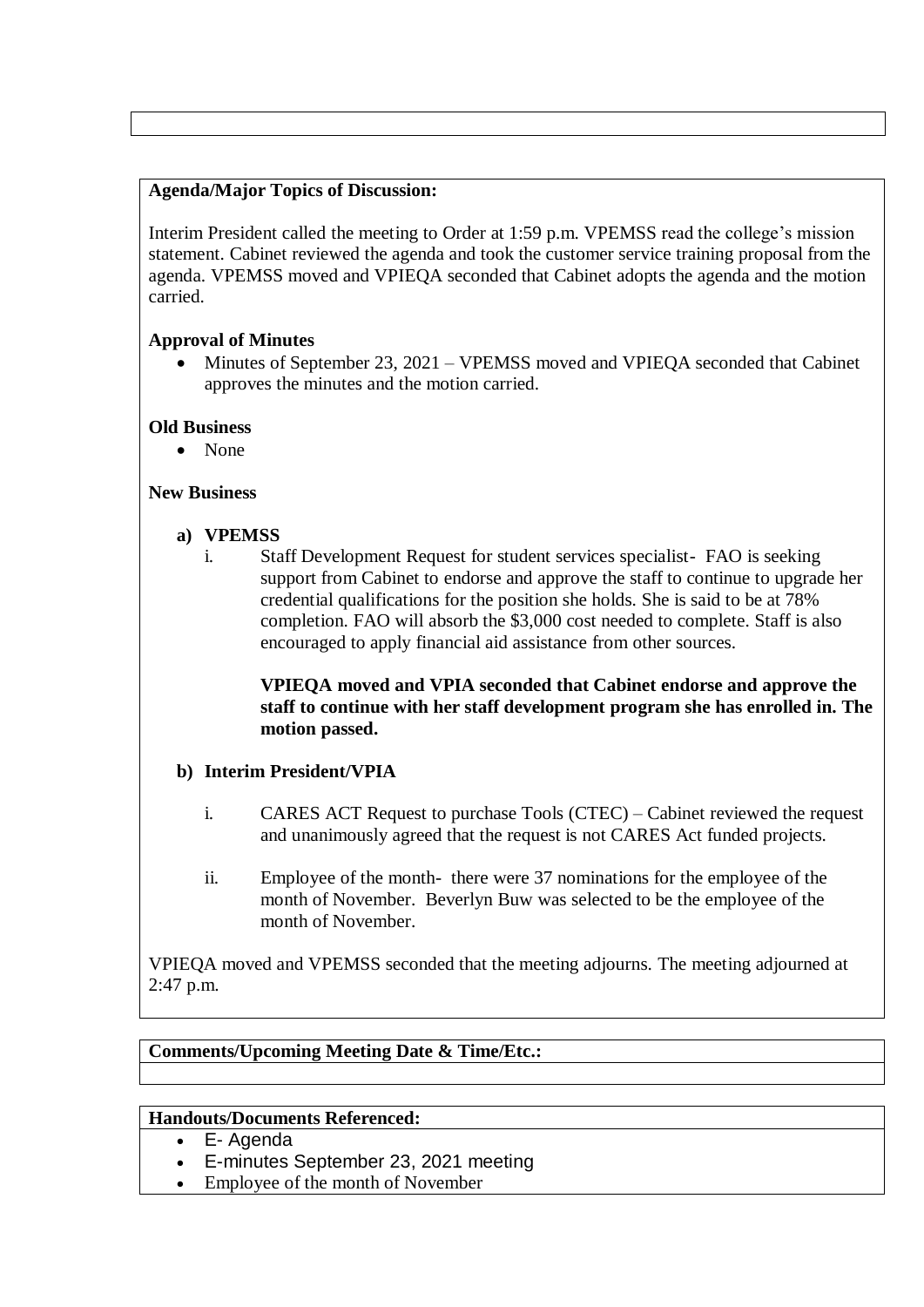**Agenda/Major Topics of Discussion:**

Interim President called the meeting to Order at 1:59 p.m. VPEMSS read the college's mission statement. Cabinet reviewed the agenda and took the customer service training proposal from the agenda. VPEMSS moved and VPIEQA seconded that Cabinet adopts the agenda and the motion carried.

**Approval of Minutes**

- Minutes of September 23, 2021 – VPEMSS moved and VPIEQA seconded that Cabinet approves the minutes and the motion carried.

**Old Business**

- None

**New Business**

**a) VPEMSS**

i. Staff Development Request for student services specialist- FAO is seeking support from Cabinet to endorse and approve the staff to continue to upgrade her credential qualifications for the position she holds. She is said to be at 78% completion. FAO will absorb the $3,000 cost needed to complete. Staff is also encouraged to apply financial aid assistance from other sources.

**VPIEQA moved and VPIA seconded that Cabinet endorse and approve the staff to continue with her staff development program she has enrolled in. The motion passed.**

**b) Interim President/VPIA**

i. CARES ACT Request to purchase Tools (CTEC) – Cabinet reviewed the request and unanimously agreed that the request is not CARES Act funded projects.

ii. Employee of the month- there were 37 nominations for the employee of the month of November. Beverlyn Buw was selected to be the employee of the month of November.

VPIEQA moved and VPEMSS seconded that the meeting adjourns. The meeting adjourned at 2:47 p.m.

**Comments/Upcoming Meeting Date & Time/Etc.:**

**Handouts/Documents Referenced:**

- E- Agenda
- E-minutes September 23, 2021 meeting
- Employee of the month of November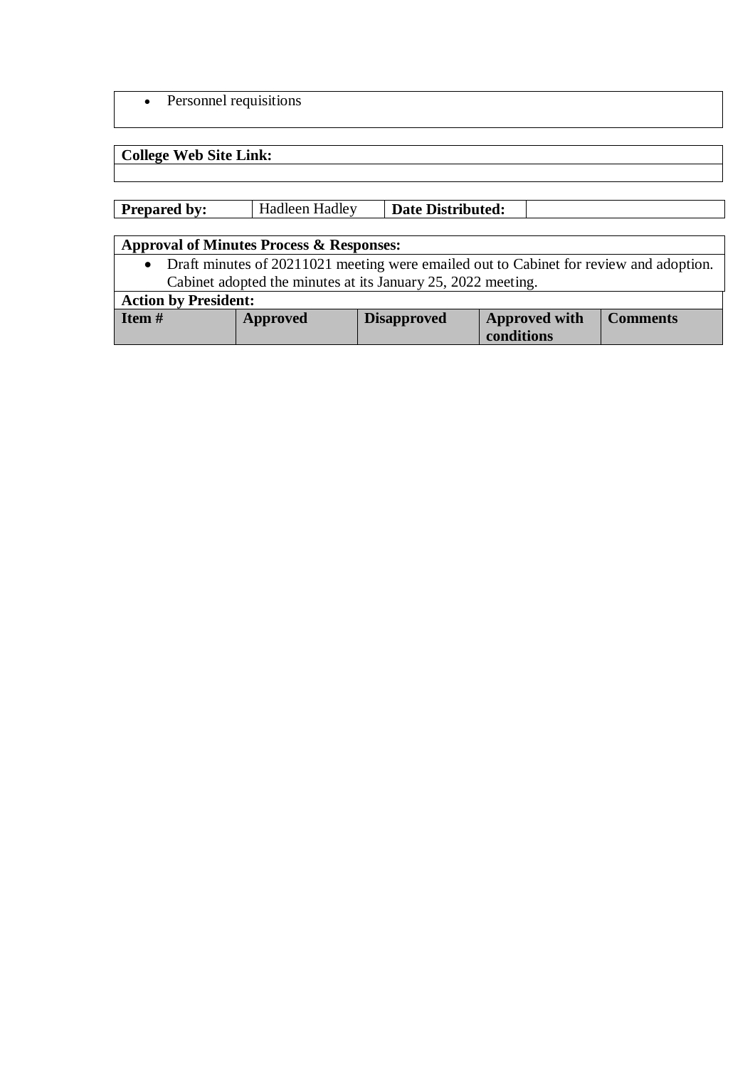- Personnel requisitions

| College Web Site Link: |
| --- |
| |

| Prepared by: | Hadleen Hadley | Date Distributed: | |
| --- | --- | --- | --- |

**Approval of Minutes Process & Responses:**

- Draft minutes of 20211021 meeting were emailed out to Cabinet for review and adoption. Cabinet adopted the minutes at its January 25, 2022 meeting.

**Action by President:**

| Item # | Approved | Disapproved | Approved with conditions | Comments |
| --- | --- | --- | --- | --- |